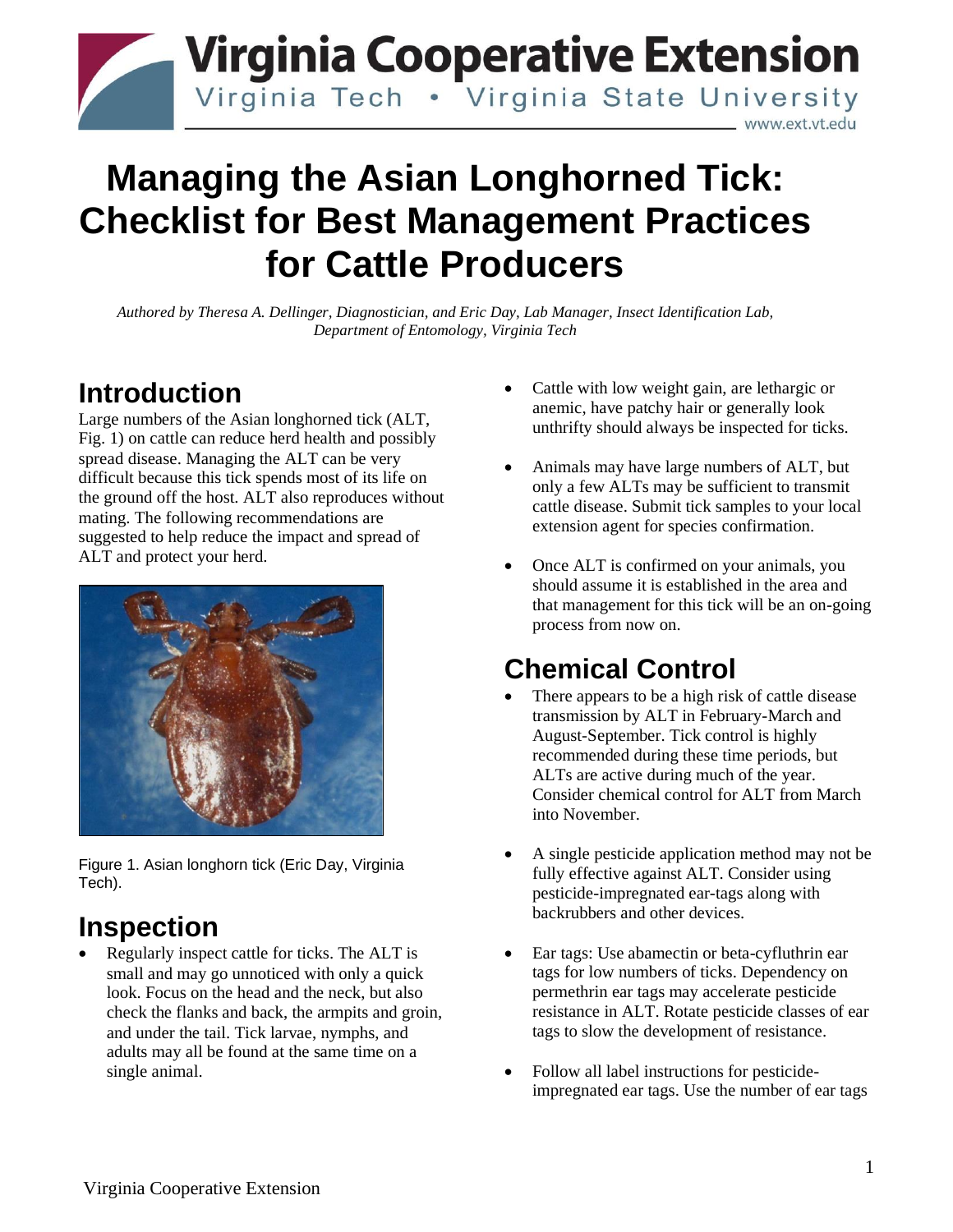# Managing the Asian Longhorned Tick: Checklist for Best Management Practices for Cattle Producers

*Authored by Theresa A. Dellinger, Diagnostician, and Eric Day, Lab Manager, Insect Identification Lab, Department of Entomology, Virginia Tech*

## Introduction

Large numbers of the Asian longhorned tick (ALT, Fig. 1) on cattle can reduce herd health and possibly spread disease. Managing the ALT can be very difficult because this tick spends most of its life on the ground off the host. ALT also reproduces without mating. The following recommendations are suggested to help reduce the impact and spread of ALT and protect your herd.

Figure 1. Asian longhorn tick (Eric Day, Virginia Tech).

## Inspection

- Regularly inspect cattle for ticks. The ALT is small and may go unnoticed with only a quick look. Focus on the head and the neck, but also check the flanks and back, the armpits and groin, and under the tail. Tick larvae, nymphs, and adults may all be found at the same time on a single animal.
- Cattle with low weight gain, are lethargic or anemic, have patchy hair or generally look unthrifty should always be inspected for ticks.
- Animals may have large numbers of ALT, but only a few ALTs may be sufficient to transmit cattle disease. Submit tick samples to your local extension agent for species confirmation.
- Once ALT is confirmed on your animals, you should assume it is established in the area and that management for this tick will be an on-going process from now on.

## Chemical Control

- There appears to be a high risk of cattle disease transmission by ALT in February-March and August-September. Tick control is highly recommended during these time periods, but ALTs are active during much of the year. Consider chemical control for ALT from March into November.
- A single pesticide application method may not be fully effective against ALT. Consider using pesticide-impregnated ear-tags along with backrubbers and other devices.
- Ear tags: Use abamectin or beta-cyfluthrin ear tags for low numbers of ticks. Dependency on permethrin ear tags may accelerate pesticide resistance in ALT. Rotate pesticide classes of ear tags to slow the development of resistance.
- Follow all label instructions for pesticide-impregnated ear tags. Use the number of ear tags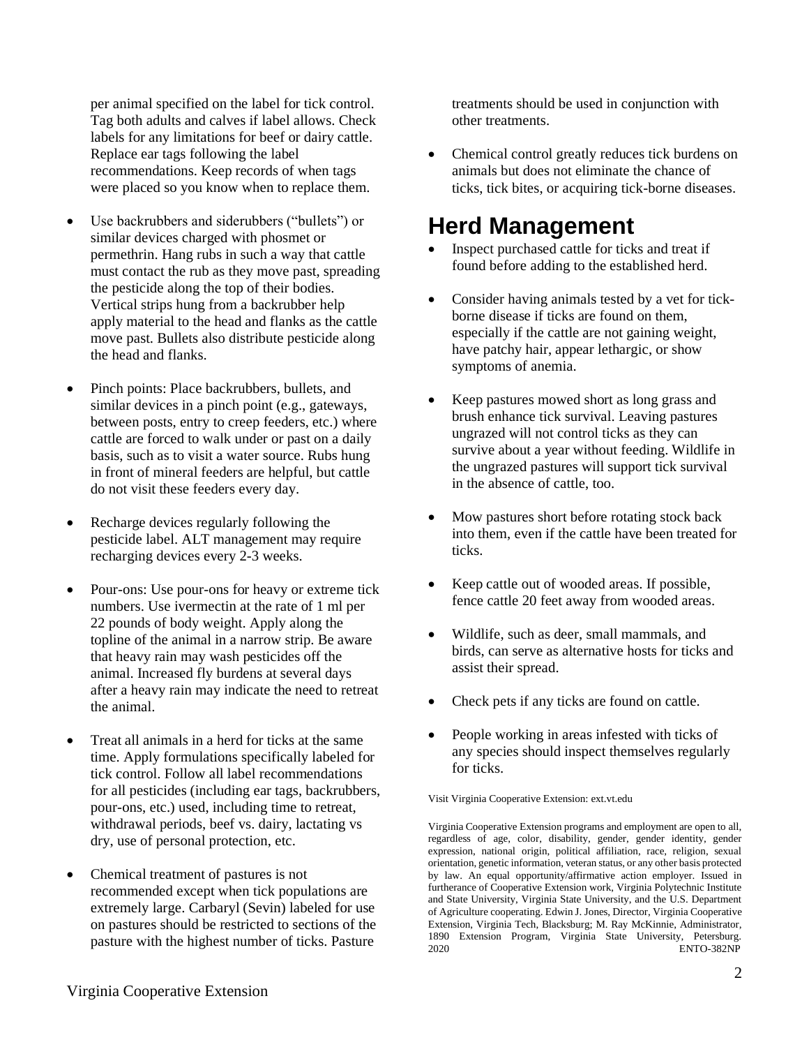per animal specified on the label for tick control. Tag both adults and calves if label allows. Check labels for any limitations for beef or dairy cattle. Replace ear tags following the label recommendations. Keep records of when tags were placed so you know when to replace them.

- Use backrubbers and siderubbers ("bullets") or similar devices charged with phosmet or permethrin. Hang rubs in such a way that cattle must contact the rub as they move past, spreading the pesticide along the top of their bodies. Vertical strips hung from a backrubber help apply material to the head and flanks as the cattle move past. Bullets also distribute pesticide along the head and flanks.

- Pinch points: Place backrubbers, bullets, and similar devices in a pinch point (e.g., gateways, between posts, entry to creep feeders, etc.) where cattle are forced to walk under or past on a daily basis, such as to visit a water source. Rubs hung in front of mineral feeders are helpful, but cattle do not visit these feeders every day.

- Recharge devices regularly following the pesticide label. ALT management may require recharging devices every 2-3 weeks.

- Pour-ons: Use pour-ons for heavy or extreme tick numbers. Use ivermectin at the rate of 1 ml per 22 pounds of body weight. Apply along the topline of the animal in a narrow strip. Be aware that heavy rain may wash pesticides off the animal. Increased fly burdens at several days after a heavy rain may indicate the need to retreat the animal.

- Treat all animals in a herd for ticks at the same time. Apply formulations specifically labeled for tick control. Follow all label recommendations for all pesticides (including ear tags, backrubbers, pour-ons, etc.) used, including time to retreat, withdrawal periods, beef vs. dairy, lactating vs dry, use of personal protection, etc.

- Chemical treatment of pastures is not recommended except when tick populations are extremely large. Carbaryl (Sevin) labeled for use on pastures should be restricted to sections of the pasture with the highest number of ticks. Pasture treatments should be used in conjunction with other treatments.

- Chemical control greatly reduces tick burdens on animals but does not eliminate the chance of ticks, tick bites, or acquiring tick-borne diseases.

# Herd Management

- Inspect purchased cattle for ticks and treat if found before adding to the established herd.

- Consider having animals tested by a vet for tick-borne disease if ticks are found on them, especially if the cattle are not gaining weight, have patchy hair, appear lethargic, or show symptoms of anemia.

- Keep pastures mowed short as long grass and brush enhance tick survival. Leaving pastures ungrazed will not control ticks as they can survive about a year without feeding. Wildlife in the ungrazed pastures will support tick survival in the absence of cattle, too.

- Mow pastures short before rotating stock back into them, even if the cattle have been treated for ticks.

- Keep cattle out of wooded areas. If possible, fence cattle 20 feet away from wooded areas.

- Wildlife, such as deer, small mammals, and birds, can serve as alternative hosts for ticks and assist their spread.

- Check pets if any ticks are found on cattle.

- People working in areas infested with ticks of any species should inspect themselves regularly for ticks.

Visit Virginia Cooperative Extension: ext.vt.edu

Virginia Cooperative Extension programs and employment are open to all, regardless of age, color, disability, gender, gender identity, gender expression, national origin, political affiliation, race, religion, sexual orientation, genetic information, veteran status, or any other basis protected by law. An equal opportunity/affirmative action employer. Issued in furtherance of Cooperative Extension work, Virginia Polytechnic Institute and State University, Virginia State University, and the U.S. Department of Agriculture cooperating. Edwin J. Jones, Director, Virginia Cooperative Extension, Virginia Tech, Blacksburg; M. Ray McKinnie, Administrator, 1890 Extension Program, Virginia State University, Petersburg.
2020 ENTO-382NP